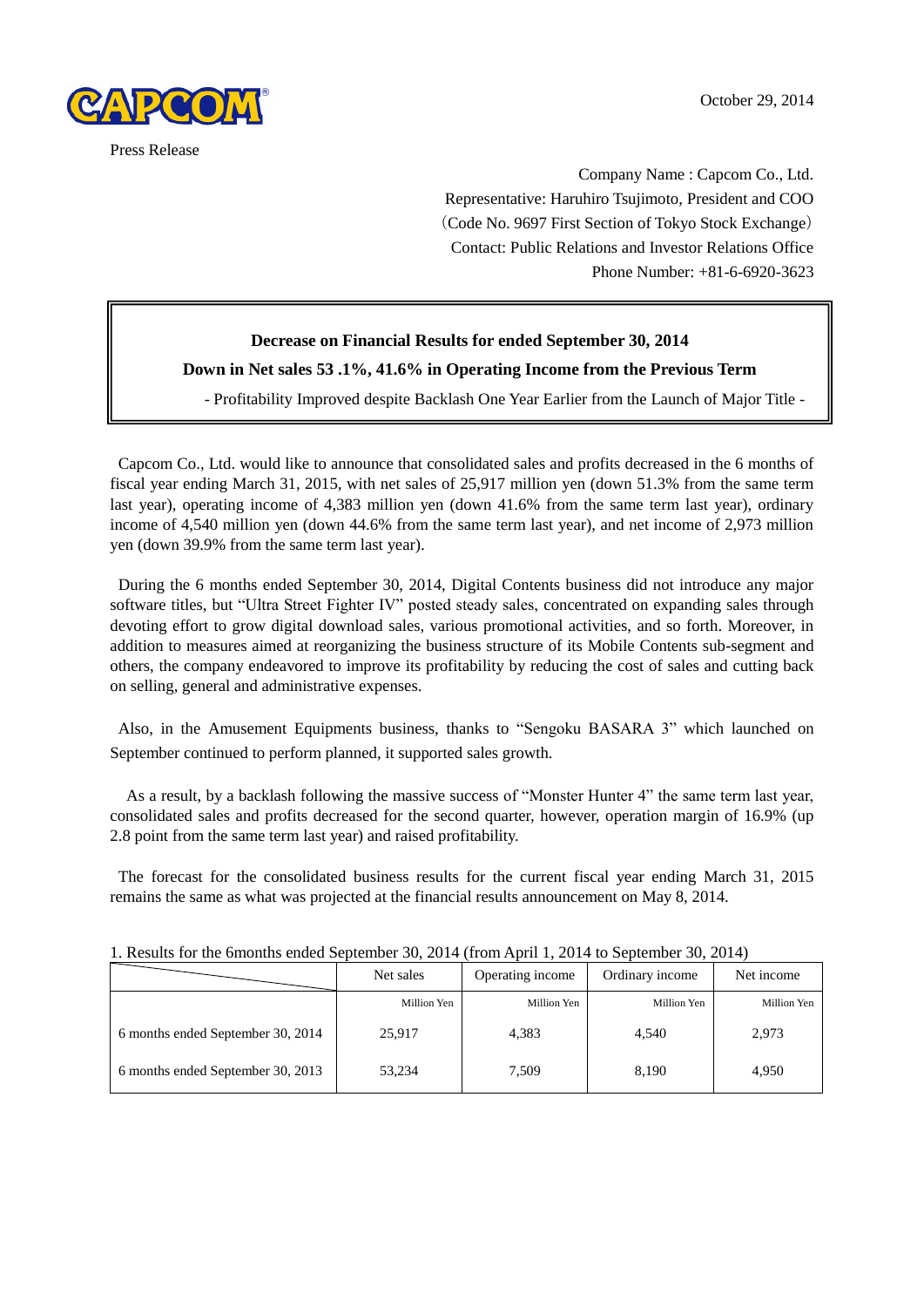CAPCOM

October 29, 2014

Press Release

Company Name : Capcom Co., Ltd.
Representative: Haruhiro Tsujimoto, President and COO
（Code No. 9697 First Section of Tokyo Stock Exchange）
Contact: Public Relations and Investor Relations Office
Phone Number: +81-6-6920-3623

**Decrease on Financial Results for ended September 30, 2014**

**Down in Net sales 53 .1%, 41.6% in Operating Income from the Previous Term**

- Profitability Improved despite Backlash One Year Earlier from the Launch of Major Title -

Capcom Co., Ltd. would like to announce that consolidated sales and profits decreased in the 6 months of fiscal year ending March 31, 2015, with net sales of 25,917 million yen (down 51.3% from the same term last year), operating income of 4,383 million yen (down 41.6% from the same term last year), ordinary income of 4,540 million yen (down 44.6% from the same term last year), and net income of 2,973 million yen (down 39.9% from the same term last year).

During the 6 months ended September 30, 2014, Digital Contents business did not introduce any major software titles, but "Ultra Street Fighter IV" posted steady sales, concentrated on expanding sales through devoting effort to grow digital download sales, various promotional activities, and so forth. Moreover, in addition to measures aimed at reorganizing the business structure of its Mobile Contents sub-segment and others, the company endeavored to improve its profitability by reducing the cost of sales and cutting back on selling, general and administrative expenses.

Also, in the Amusement Equipments business, thanks to "Sengoku BASARA 3" which launched on September continued to perform planned, it supported sales growth.

As a result, by a backlash following the massive success of "Monster Hunter 4" the same term last year, consolidated sales and profits decreased for the second quarter, however, operation margin of 16.9% (up 2.8 point from the same term last year) and raised profitability.

The forecast for the consolidated business results for the current fiscal year ending March 31, 2015 remains the same as what was projected at the financial results announcement on May 8, 2014.

1. Results for the 6months ended September 30, 2014 (from April 1, 2014 to September 30, 2014)

| | Net sales | Operating income | Ordinary income | Net income |
|---|---|---|---|---|
| | Million Yen | Million Yen | Million Yen | Million Yen |
| 6 months ended September 30, 2014 | 25,917 | 4,383 | 4,540 | 2,973 |
| 6 months ended September 30, 2013 | 53,234 | 7,509 | 8,190 | 4,950 |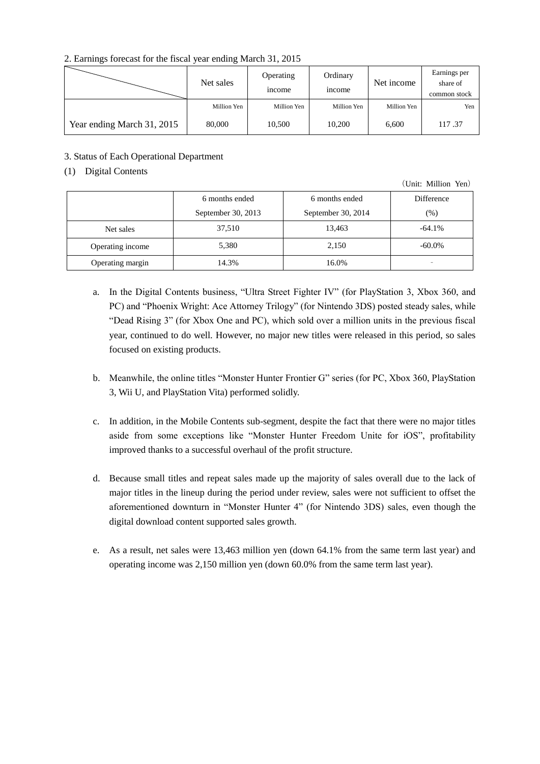2. Earnings forecast for the fiscal year ending March 31, 2015

| | Net sales | Operating income | Ordinary income | Net income | Earnings per share of common stock |
|---|---|---|---|---|---|
| | Million Yen | Million Yen | Million Yen | Million Yen | Yen |
| Year ending March 31, 2015 | 80,000 | 10,500 | 10,200 | 6,600 | 117 .37 |

3. Status of Each Operational Department

(1) Digital Contents

(Unit: Million Yen)

| | 6 months ended September 30, 2013 | 6 months ended September 30, 2014 | Difference (%) |
|---|---|---|---|
| Net sales | 37,510 | 13,463 | -64.1% |
| Operating income | 5,380 | 2,150 | -60.0% |
| Operating margin | 14.3% | 16.0% | - |

a. In the Digital Contents business, “Ultra Street Fighter IV” (for PlayStation 3, Xbox 360, and PC) and “Phoenix Wright: Ace Attorney Trilogy” (for Nintendo 3DS) posted steady sales, while “Dead Rising 3” (for Xbox One and PC), which sold over a million units in the previous fiscal year, continued to do well. However, no major new titles were released in this period, so sales focused on existing products.

b. Meanwhile, the online titles “Monster Hunter Frontier G” series (for PC, Xbox 360, PlayStation 3, Wii U, and PlayStation Vita) performed solidly.

c. In addition, in the Mobile Contents sub-segment, despite the fact that there were no major titles aside from some exceptions like “Monster Hunter Freedom Unite for iOS”, profitability improved thanks to a successful overhaul of the profit structure.

d. Because small titles and repeat sales made up the majority of sales overall due to the lack of major titles in the lineup during the period under review, sales were not sufficient to offset the aforementioned downturn in “Monster Hunter 4” (for Nintendo 3DS) sales, even though the digital download content supported sales growth.

e. As a result, net sales were 13,463 million yen (down 64.1% from the same term last year) and operating income was 2,150 million yen (down 60.0% from the same term last year).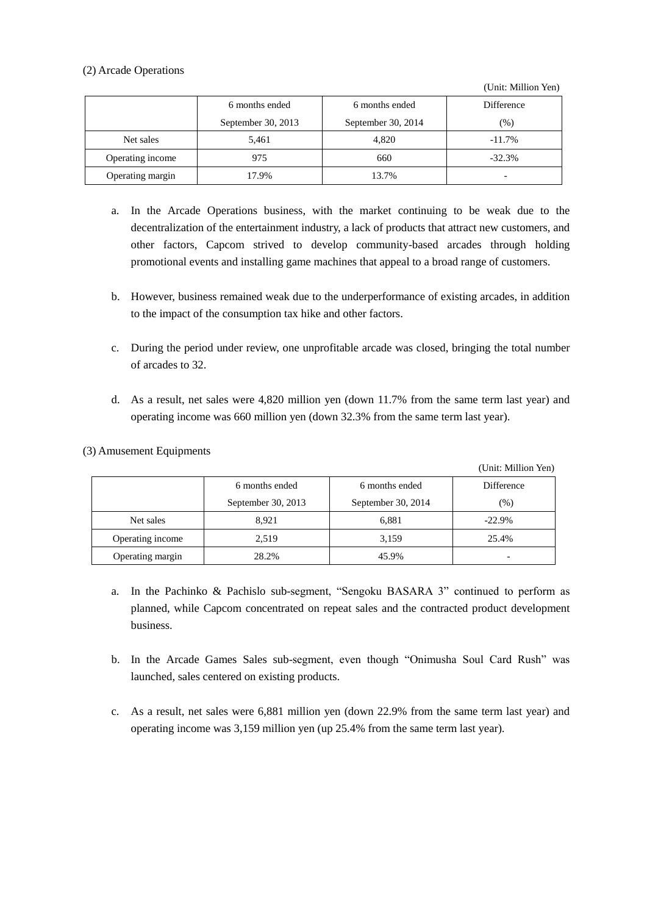(2) Arcade Operations

(Unit: Million Yen)

| | 6 months ended September 30, 2013 | 6 months ended September 30, 2014 | Difference (%) |
|---|---|---|---|
| Net sales | 5,461 | 4,820 | -11.7% |
| Operating income | 975 | 660 | -32.3% |
| Operating margin | 17.9% | 13.7% | - |

a. In the Arcade Operations business, with the market continuing to be weak due to the decentralization of the entertainment industry, a lack of products that attract new customers, and other factors, Capcom strived to develop community-based arcades through holding promotional events and installing game machines that appeal to a broad range of customers.

b. However, business remained weak due to the underperformance of existing arcades, in addition to the impact of the consumption tax hike and other factors.

c. During the period under review, one unprofitable arcade was closed, bringing the total number of arcades to 32.

d. As a result, net sales were 4,820 million yen (down 11.7% from the same term last year) and operating income was 660 million yen (down 32.3% from the same term last year).

(3) Amusement Equipments

(Unit: Million Yen)

| | 6 months ended September 30, 2013 | 6 months ended September 30, 2014 | Difference (%) |
|---|---|---|---|
| Net sales | 8,921 | 6,881 | -22.9% |
| Operating income | 2,519 | 3,159 | 25.4% |
| Operating margin | 28.2% | 45.9% | - |

a. In the Pachinko & Pachislo sub-segment, "Sengoku BASARA 3" continued to perform as planned, while Capcom concentrated on repeat sales and the contracted product development business.

b. In the Arcade Games Sales sub-segment, even though "Onimusha Soul Card Rush" was launched, sales centered on existing products.

c. As a result, net sales were 6,881 million yen (down 22.9% from the same term last year) and operating income was 3,159 million yen (up 25.4% from the same term last year).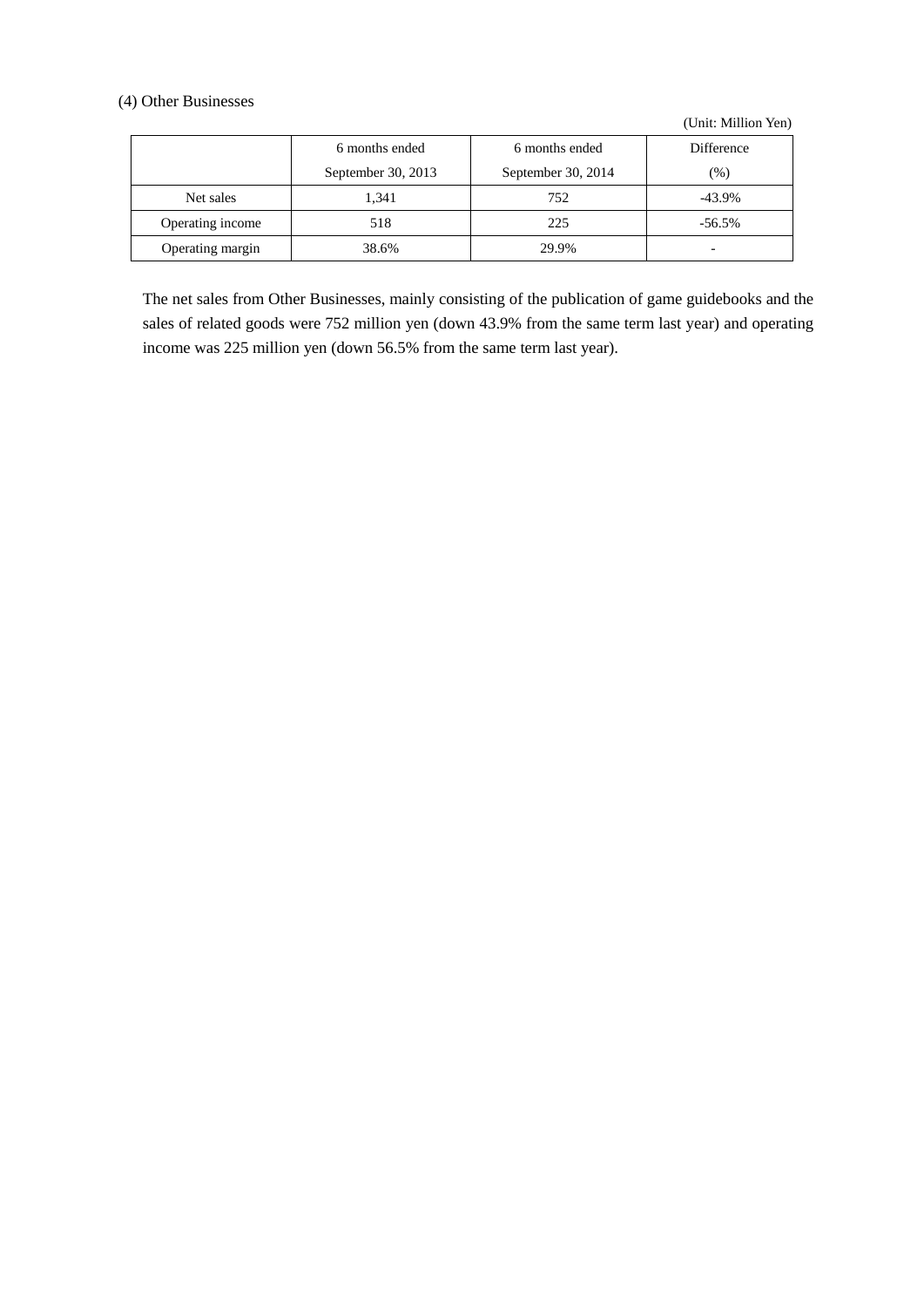(4) Other Businesses

(Unit: Million Yen)

| | 6 months ended September 30, 2013 | 6 months ended September 30, 2014 | Difference (%) |
|---|---|---|---|
| Net sales | 1,341 | 752 | -43.9% |
| Operating income | 518 | 225 | -56.5% |
| Operating margin | 38.6% | 29.9% | - |

The net sales from Other Businesses, mainly consisting of the publication of game guidebooks and the sales of related goods were 752 million yen (down 43.9% from the same term last year) and operating income was 225 million yen (down 56.5% from the same term last year).